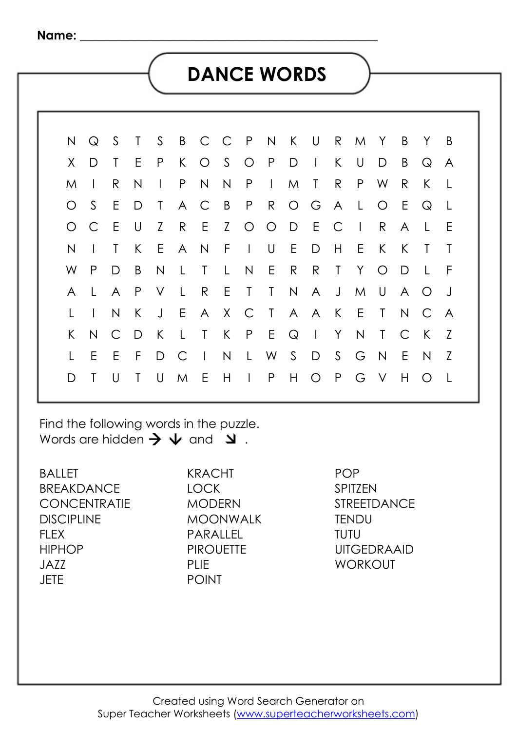Name: ___________________________________________

# DANCE WORDS

```
N Q S T S B C C P N K U R M Y B Y B
X D T E P K O S O P D I K U D B Q A
M I R N I P N N P I M T R P W R K L
O S E D T A C B P R O G A L O E Q L
O C E U Z R E Z O O D E C I R A L E
N I T K E A N F I U E D H E K K T T
W P D B N L T L N E R R T Y O D L F
A L A P V L R E T T N A J M U A O J
L I N K J E A X C T A A K E T N C A
K N C D K L T K P E Q I Y N T C K Z
L E E F D C I N L W S D S G N E N Z
D T U T U M E H I P H O P G V H O L
```

Find the following words in the puzzle.
Words are hidden → ↓ and ↘ .

| | | |
|---|---|---|
| BALLET | KRACHT | POP |
| BREAKDANCE | LOCK | SPITZEN |
| CONCENTRATIE | MODERN | STREETDANCE |
| DISCIPLINE | MOONWALK | TENDU |
| FLEX | PARALLEL | TUTU |
| HIPHOP | PIROUETTE | UITGEDRAAID |
| JAZZ | PLIE | WORKOUT |
| JETE | POINT | |

Created using Word Search Generator on
Super Teacher Worksheets (www.superteacherworksheets.com)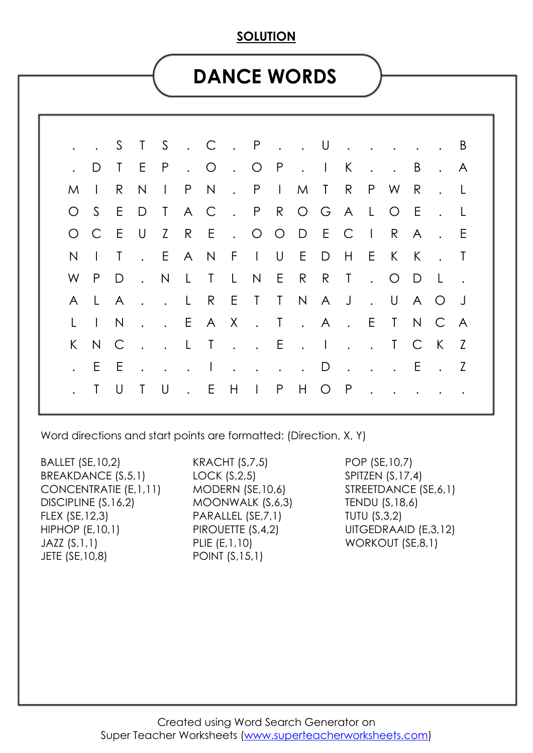**SOLUTION**

# DANCE WORDS

```
. . S T S . C . P . . U . . . . . B
. D T E P . O . O P . I K . . B . A
M I R N I P N . P I M T R P W R . L
O S E D T A C . P R O G A L O E . L
O C E U Z R E . O O D E C I R A . E
N I T . E A N F I U E D H E K K . T
W P D . N L T L N E R R T . O D L .
A L A . . L R E T T N A J . U A O J
L I N . . E A X . T . A . E T N C A
K N C . . L T . . E . I . . T C K Z
. E E . . . I . . . . D . . . E . Z
. T U T U . E H I P H O P . . . . .
```

Word directions and start points are formatted: (Direction, X, Y)

BALLET (SE,10,2)
BREAKDANCE (S,5,1)
CONCENTRATIE (E,1,11)
DISCIPLINE (S,16,2)
FLEX (SE,12,3)
HIPHOP (E,10,1)
JAZZ (S,1,1)
JETE (SE,10,8)
KRACHT (S,7,5)
LOCK (S,2,5)
MODERN (SE,10,6)
MOONWALK (S,6,3)
PARALLEL (SE,7,1)
PIROUETTE (S,4,2)
PLIE (E,1,10)
POINT (S,15,1)
POP (SE,10,7)
SPITZEN (S,17,4)
STREETDANCE (SE,6,1)
TENDU (S,18,6)
TUTU (S,3,2)
UITGEDRAAID (E,3,12)
WORKOUT (SE,8,1)

Created using Word Search Generator on
Super Teacher Worksheets (www.superteacherworksheets.com)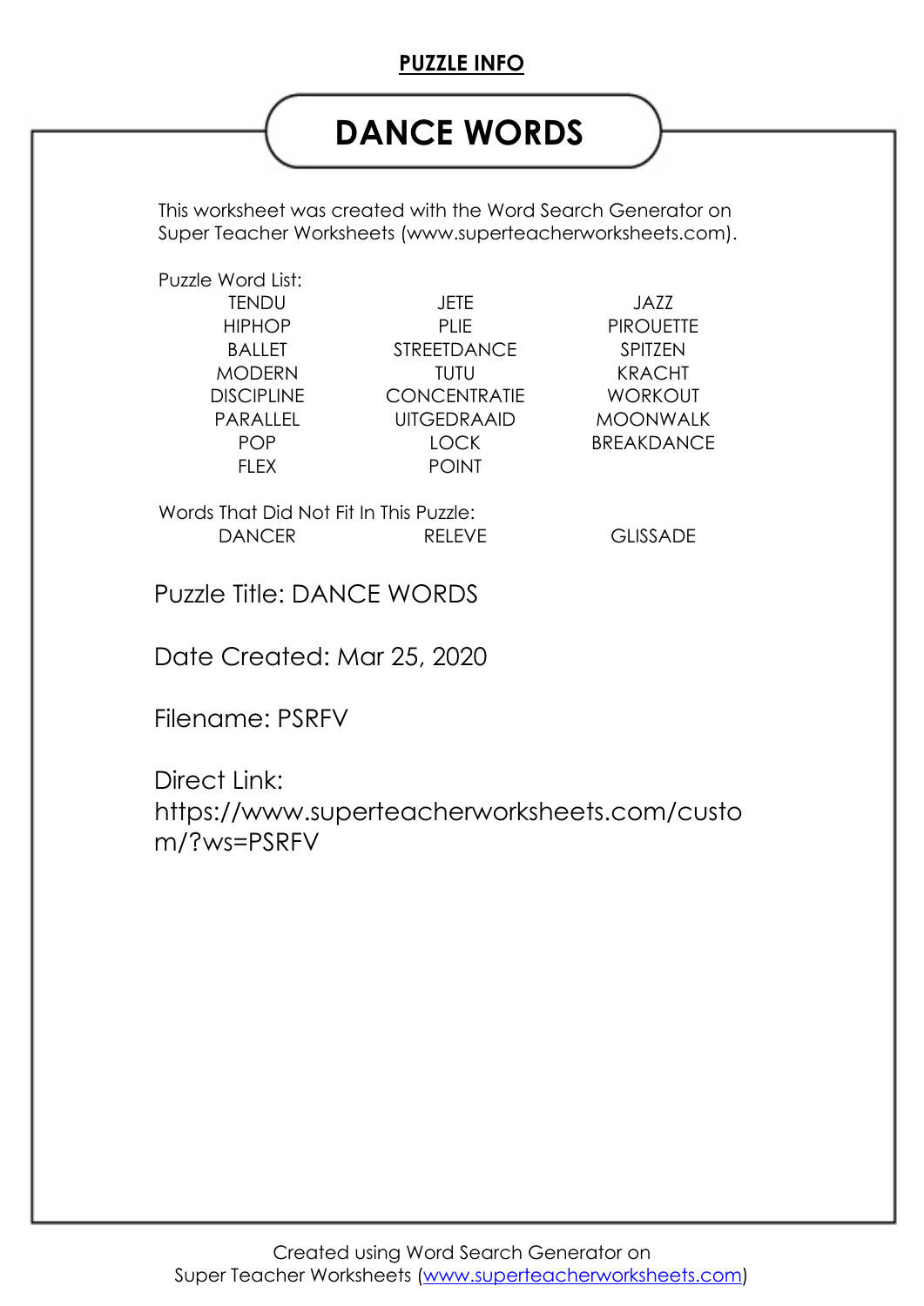**PUZZLE INFO**

# DANCE WORDS

This worksheet was created with the Word Search Generator on Super Teacher Worksheets (www.superteacherworksheets.com).

Puzzle Word List:

| | | |
|---|---|---|
| TENDU | JETE | JAZZ |
| HIPHOP | PLIE | PIROUETTE |
| BALLET | STREETDANCE | SPITZEN |
| MODERN | TUTU | KRACHT |
| DISCIPLINE | CONCENTRATIE | WORKOUT |
| PARALLEL | UITGEDRAAID | MOONWALK |
| POP | LOCK | BREAKDANCE |
| FLEX | POINT | |

Words That Did Not Fit In This Puzzle:

| | | |
|---|---|---|
| DANCER | RELEVE | GLISSADE |

Puzzle Title: DANCE WORDS

Date Created: Mar 25, 2020

Filename: PSRFV

Direct Link: https://www.superteacherworksheets.com/custom/?ws=PSRFV

Created using Word Search Generator on Super Teacher Worksheets (www.superteacherworksheets.com)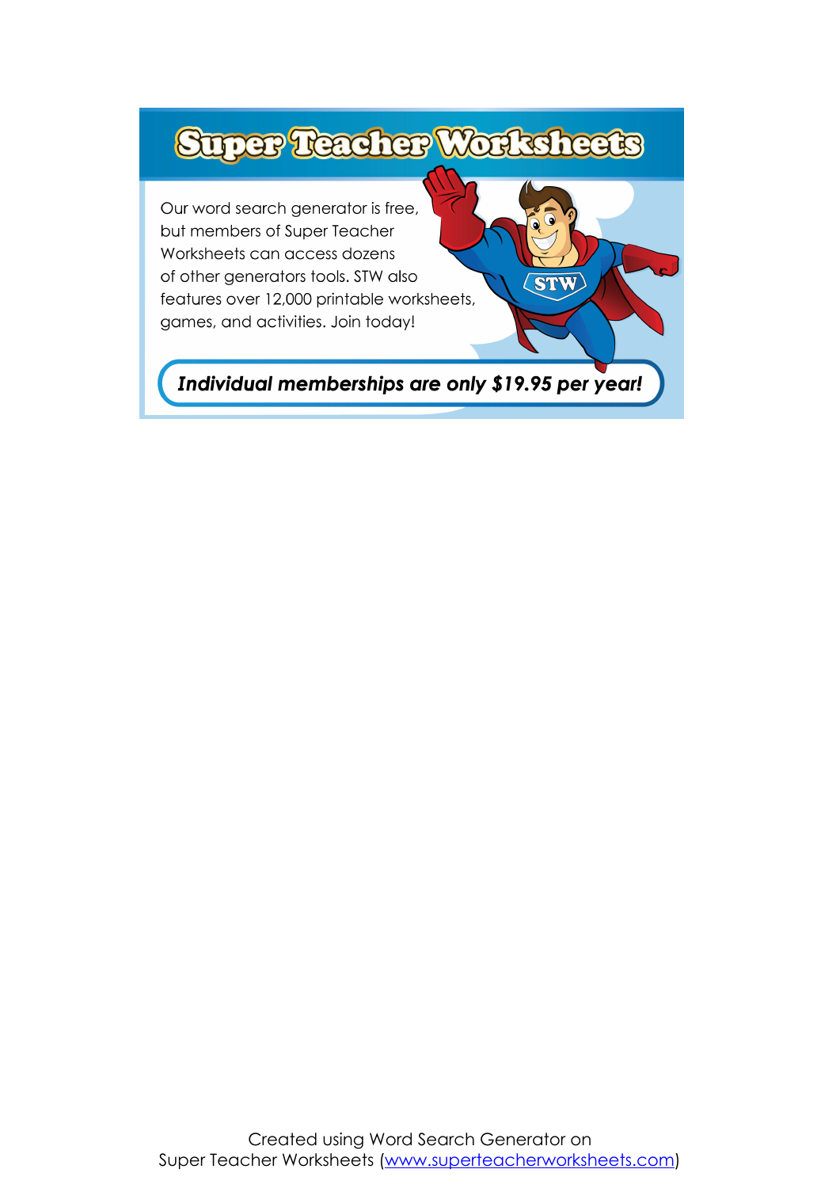# Super Teacher Worksheets

Our word search generator is free, but members of Super Teacher Worksheets can access dozens of other generators tools. STW also features over 12,000 printable worksheets, games, and activities. Join today!

***Individual memberships are only $19.95 per year!***

Created using Word Search Generator on
Super Teacher Worksheets (www.superteacherworksheets.com)